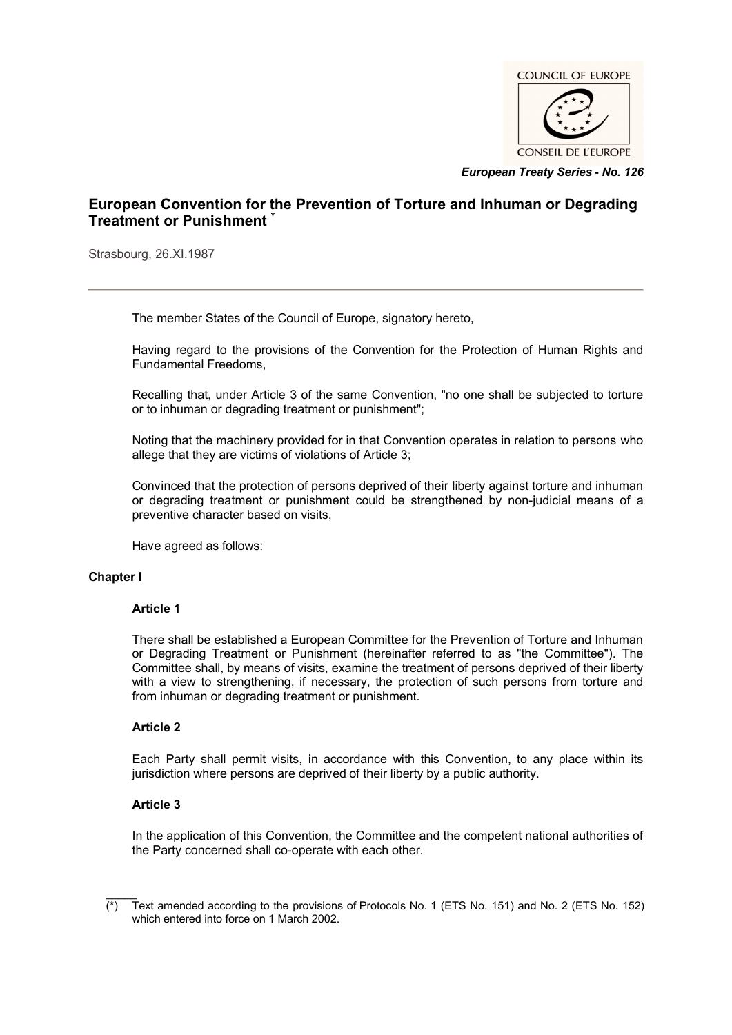COUNCIL OF EUROPE

CONSEIL DE L'EUROPE

*European Treaty Series - No. 126*

# European Convention for the Prevention of Torture and Inhuman or Degrading Treatment or Punishment [*]

Strasbourg, 26.XI.1987

---

The member States of the Council of Europe, signatory hereto,

Having regard to the provisions of the Convention for the Protection of Human Rights and Fundamental Freedoms,

Recalling that, under Article 3 of the same Convention, "no one shall be subjected to torture or to inhuman or degrading treatment or punishment";

Noting that the machinery provided for in that Convention operates in relation to persons who allege that they are victims of violations of Article 3;

Convinced that the protection of persons deprived of their liberty against torture and inhuman or degrading treatment or punishment could be strengthened by non-judicial means of a preventive character based on visits,

Have agreed as follows:

## Chapter I

### Article 1

There shall be established a European Committee for the Prevention of Torture and Inhuman or Degrading Treatment or Punishment (hereinafter referred to as "the Committee"). The Committee shall, by means of visits, examine the treatment of persons deprived of their liberty with a view to strengthening, if necessary, the protection of such persons from torture and from inhuman or degrading treatment or punishment.

### Article 2

Each Party shall permit visits, in accordance with this Convention, to any place within its jurisdiction where persons are deprived of their liberty by a public authority.

### Article 3

In the application of this Convention, the Committee and the competent national authorities of the Party concerned shall co-operate with each other.

---

(*) Text amended according to the provisions of Protocols No. 1 (ETS No. 151) and No. 2 (ETS No. 152) which entered into force on 1 March 2002.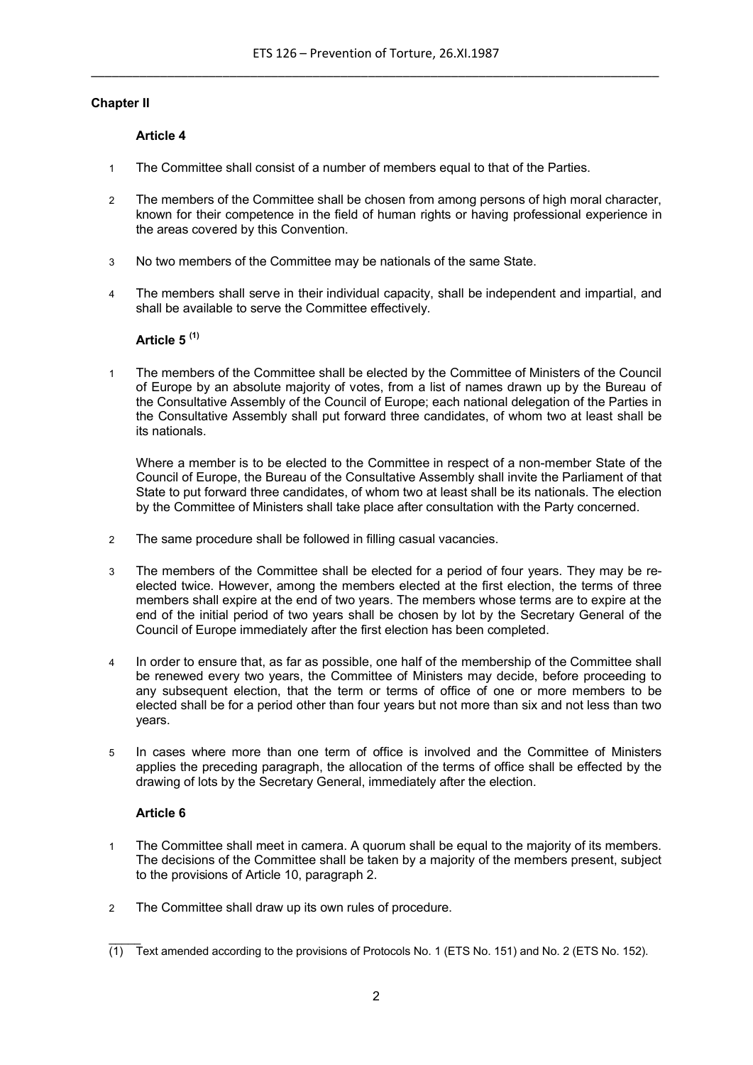## Chapter II

### Article 4

1 The Committee shall consist of a number of members equal to that of the Parties.

2 The members of the Committee shall be chosen from among persons of high moral character, known for their competence in the field of human rights or having professional experience in the areas covered by this Convention.

3 No two members of the Committee may be nationals of the same State.

4 The members shall serve in their individual capacity, shall be independent and impartial, and shall be available to serve the Committee effectively.

### Article 5 [(1)]

1 The members of the Committee shall be elected by the Committee of Ministers of the Council of Europe by an absolute majority of votes, from a list of names drawn up by the Bureau of the Consultative Assembly of the Council of Europe; each national delegation of the Parties in the Consultative Assembly shall put forward three candidates, of whom two at least shall be its nationals.

Where a member is to be elected to the Committee in respect of a non-member State of the Council of Europe, the Bureau of the Consultative Assembly shall invite the Parliament of that State to put forward three candidates, of whom two at least shall be its nationals. The election by the Committee of Ministers shall take place after consultation with the Party concerned.

2 The same procedure shall be followed in filling casual vacancies.

3 The members of the Committee shall be elected for a period of four years. They may be re-elected twice. However, among the members elected at the first election, the terms of three members shall expire at the end of two years. The members whose terms are to expire at the end of the initial period of two years shall be chosen by lot by the Secretary General of the Council of Europe immediately after the first election has been completed.

4 In order to ensure that, as far as possible, one half of the membership of the Committee shall be renewed every two years, the Committee of Ministers may decide, before proceeding to any subsequent election, that the term or terms of office of one or more members to be elected shall be for a period other than four years but not more than six and not less than two years.

5 In cases where more than one term of office is involved and the Committee of Ministers applies the preceding paragraph, the allocation of the terms of office shall be effected by the drawing of lots by the Secretary General, immediately after the election.

### Article 6

1 The Committee shall meet in camera. A quorum shall be equal to the majority of its members. The decisions of the Committee shall be taken by a majority of the members present, subject to the provisions of Article 10, paragraph 2.

2 The Committee shall draw up its own rules of procedure.

---

(1) Text amended according to the provisions of Protocols No. 1 (ETS No. 151) and No. 2 (ETS No. 152).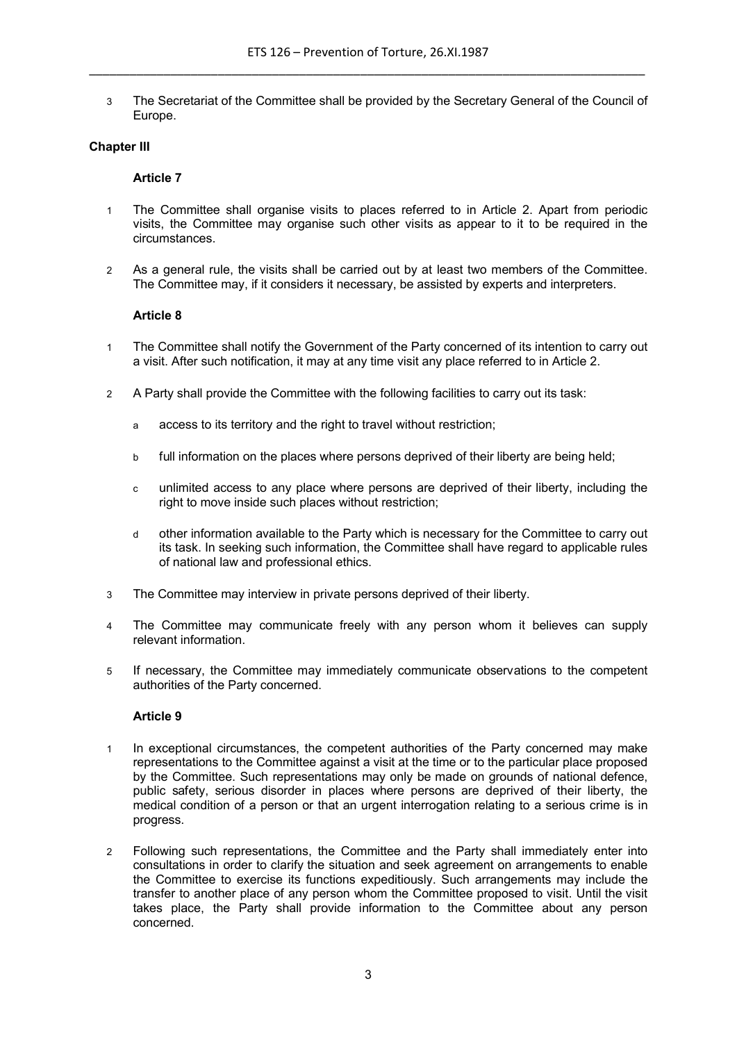3 The Secretariat of the Committee shall be provided by the Secretary General of the Council of Europe.

**Chapter III**

**Article 7**

1 The Committee shall organise visits to places referred to in Article 2. Apart from periodic visits, the Committee may organise such other visits as appear to it to be required in the circumstances.

2 As a general rule, the visits shall be carried out by at least two members of the Committee. The Committee may, if it considers it necessary, be assisted by experts and interpreters.

**Article 8**

1 The Committee shall notify the Government of the Party concerned of its intention to carry out a visit. After such notification, it may at any time visit any place referred to in Article 2.

2 A Party shall provide the Committee with the following facilities to carry out its task:

a access to its territory and the right to travel without restriction;

b full information on the places where persons deprived of their liberty are being held;

c unlimited access to any place where persons are deprived of their liberty, including the right to move inside such places without restriction;

d other information available to the Party which is necessary for the Committee to carry out its task. In seeking such information, the Committee shall have regard to applicable rules of national law and professional ethics.

3 The Committee may interview in private persons deprived of their liberty.

4 The Committee may communicate freely with any person whom it believes can supply relevant information.

5 If necessary, the Committee may immediately communicate observations to the competent authorities of the Party concerned.

**Article 9**

1 In exceptional circumstances, the competent authorities of the Party concerned may make representations to the Committee against a visit at the time or to the particular place proposed by the Committee. Such representations may only be made on grounds of national defence, public safety, serious disorder in places where persons are deprived of their liberty, the medical condition of a person or that an urgent interrogation relating to a serious crime is in progress.

2 Following such representations, the Committee and the Party shall immediately enter into consultations in order to clarify the situation and seek agreement on arrangements to enable the Committee to exercise its functions expeditiously. Such arrangements may include the transfer to another place of any person whom the Committee proposed to visit. Until the visit takes place, the Party shall provide information to the Committee about any person concerned.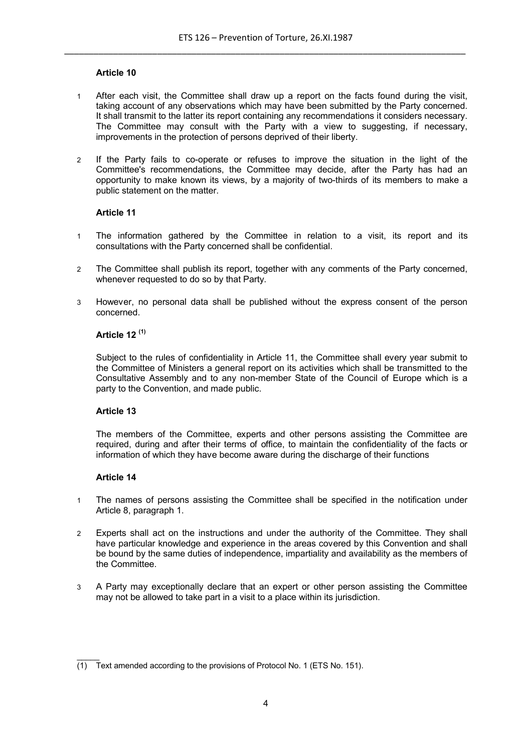**Article 10**

1 After each visit, the Committee shall draw up a report on the facts found during the visit, taking account of any observations which may have been submitted by the Party concerned. It shall transmit to the latter its report containing any recommendations it considers necessary. The Committee may consult with the Party with a view to suggesting, if necessary, improvements in the protection of persons deprived of their liberty.

2 If the Party fails to co-operate or refuses to improve the situation in the light of the Committee's recommendations, the Committee may decide, after the Party has had an opportunity to make known its views, by a majority of two-thirds of its members to make a public statement on the matter.

**Article 11**

1 The information gathered by the Committee in relation to a visit, its report and its consultations with the Party concerned shall be confidential.

2 The Committee shall publish its report, together with any comments of the Party concerned, whenever requested to do so by that Party.

3 However, no personal data shall be published without the express consent of the person concerned.

**Article 12 (1)**

Subject to the rules of confidentiality in Article 11, the Committee shall every year submit to the Committee of Ministers a general report on its activities which shall be transmitted to the Consultative Assembly and to any non-member State of the Council of Europe which is a party to the Convention, and made public.

**Article 13**

The members of the Committee, experts and other persons assisting the Committee are required, during and after their terms of office, to maintain the confidentiality of the facts or information of which they have become aware during the discharge of their functions

**Article 14**

1 The names of persons assisting the Committee shall be specified in the notification under Article 8, paragraph 1.

2 Experts shall act on the instructions and under the authority of the Committee. They shall have particular knowledge and experience in the areas covered by this Convention and shall be bound by the same duties of independence, impartiality and availability as the members of the Committee.

3 A Party may exceptionally declare that an expert or other person assisting the Committee may not be allowed to take part in a visit to a place within its jurisdiction.

---

(1) Text amended according to the provisions of Protocol No. 1 (ETS No. 151).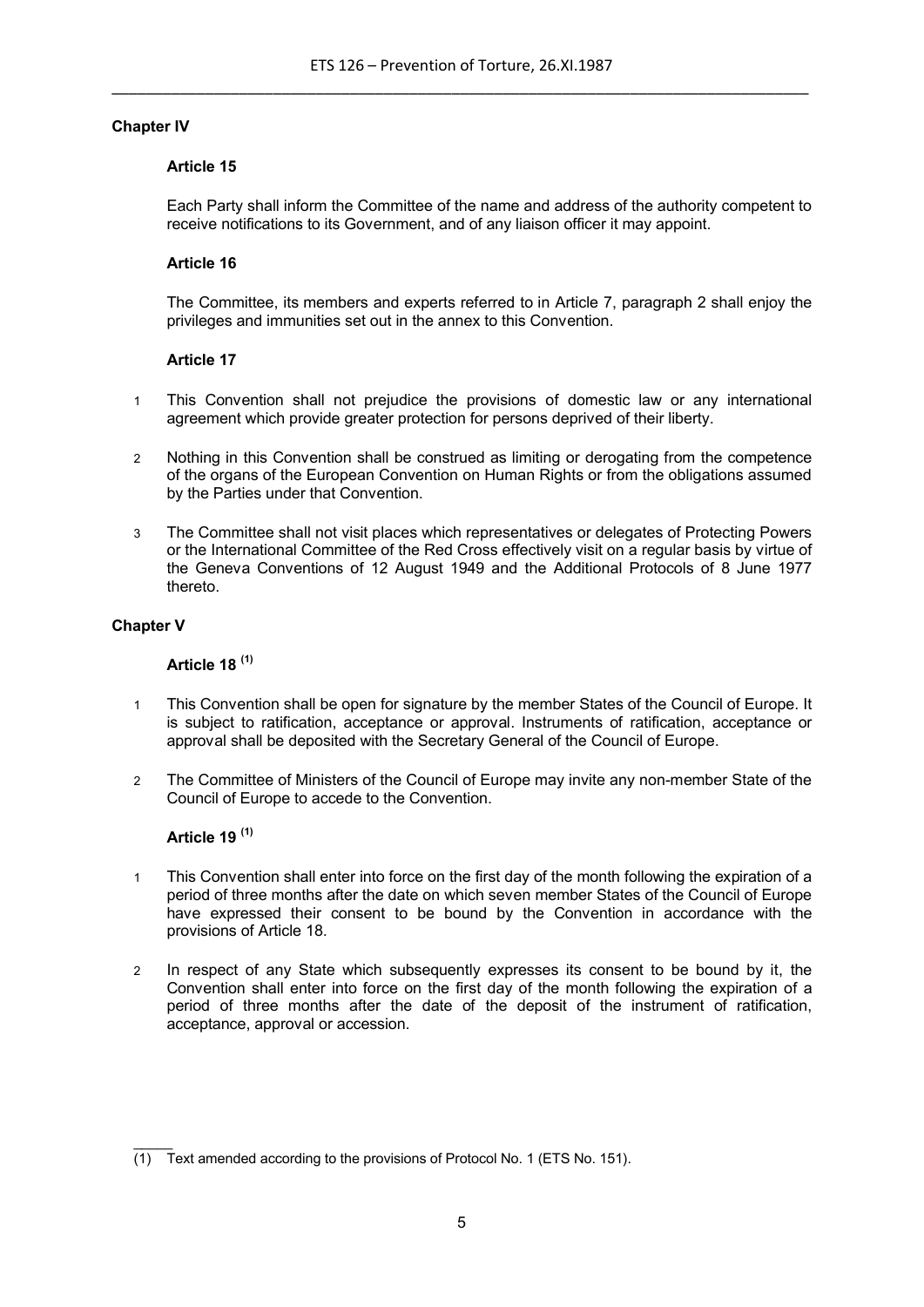## Chapter IV

### Article 15

Each Party shall inform the Committee of the name and address of the authority competent to receive notifications to its Government, and of any liaison officer it may appoint.

### Article 16

The Committee, its members and experts referred to in Article 7, paragraph 2 shall enjoy the privileges and immunities set out in the annex to this Convention.

### Article 17

1 This Convention shall not prejudice the provisions of domestic law or any international agreement which provide greater protection for persons deprived of their liberty.

2 Nothing in this Convention shall be construed as limiting or derogating from the competence of the organs of the European Convention on Human Rights or from the obligations assumed by the Parties under that Convention.

3 The Committee shall not visit places which representatives or delegates of Protecting Powers or the International Committee of the Red Cross effectively visit on a regular basis by virtue of the Geneva Conventions of 12 August 1949 and the Additional Protocols of 8 June 1977 thereto.

## Chapter V

### Article 18 [(1)]

1 This Convention shall be open for signature by the member States of the Council of Europe. It is subject to ratification, acceptance or approval. Instruments of ratification, acceptance or approval shall be deposited with the Secretary General of the Council of Europe.

2 The Committee of Ministers of the Council of Europe may invite any non-member State of the Council of Europe to accede to the Convention.

### Article 19 [(1)]

1 This Convention shall enter into force on the first day of the month following the expiration of a period of three months after the date on which seven member States of the Council of Europe have expressed their consent to be bound by the Convention in accordance with the provisions of Article 18.

2 In respect of any State which subsequently expresses its consent to be bound by it, the Convention shall enter into force on the first day of the month following the expiration of a period of three months after the date of the deposit of the instrument of ratification, acceptance, approval or accession.

---

(1) Text amended according to the provisions of Protocol No. 1 (ETS No. 151).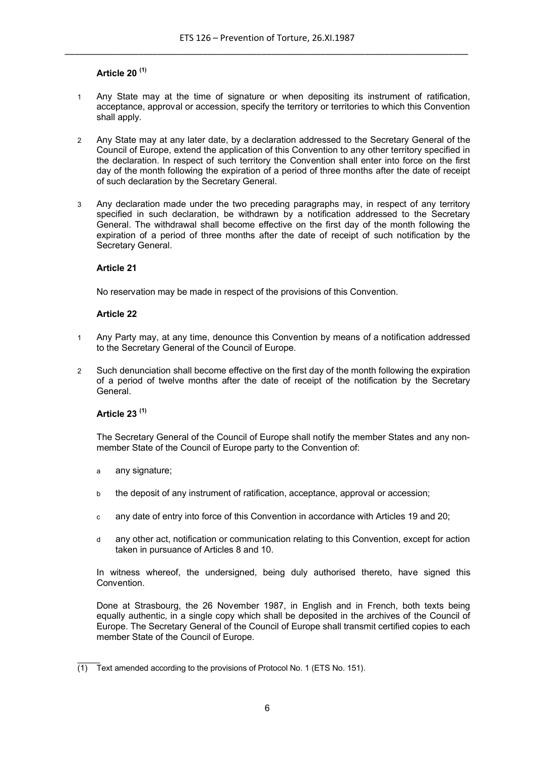**Article 20** [(1)]

1 Any State may at the time of signature or when depositing its instrument of ratification, acceptance, approval or accession, specify the territory or territories to which this Convention shall apply.

2 Any State may at any later date, by a declaration addressed to the Secretary General of the Council of Europe, extend the application of this Convention to any other territory specified in the declaration. In respect of such territory the Convention shall enter into force on the first day of the month following the expiration of a period of three months after the date of receipt of such declaration by the Secretary General.

3 Any declaration made under the two preceding paragraphs may, in respect of any territory specified in such declaration, be withdrawn by a notification addressed to the Secretary General. The withdrawal shall become effective on the first day of the month following the expiration of a period of three months after the date of receipt of such notification by the Secretary General.

**Article 21**

No reservation may be made in respect of the provisions of this Convention.

**Article 22**

1 Any Party may, at any time, denounce this Convention by means of a notification addressed to the Secretary General of the Council of Europe.

2 Such denunciation shall become effective on the first day of the month following the expiration of a period of twelve months after the date of receipt of the notification by the Secretary General.

**Article 23** [(1)]

The Secretary General of the Council of Europe shall notify the member States and any non-member State of the Council of Europe party to the Convention of:

a any signature;

b the deposit of any instrument of ratification, acceptance, approval or accession;

c any date of entry into force of this Convention in accordance with Articles 19 and 20;

d any other act, notification or communication relating to this Convention, except for action taken in pursuance of Articles 8 and 10.

In witness whereof, the undersigned, being duly authorised thereto, have signed this Convention.

Done at Strasbourg, the 26 November 1987, in English and in French, both texts being equally authentic, in a single copy which shall be deposited in the archives of the Council of Europe. The Secretary General of the Council of Europe shall transmit certified copies to each member State of the Council of Europe.

_____

(1) Text amended according to the provisions of Protocol No. 1 (ETS No. 151).